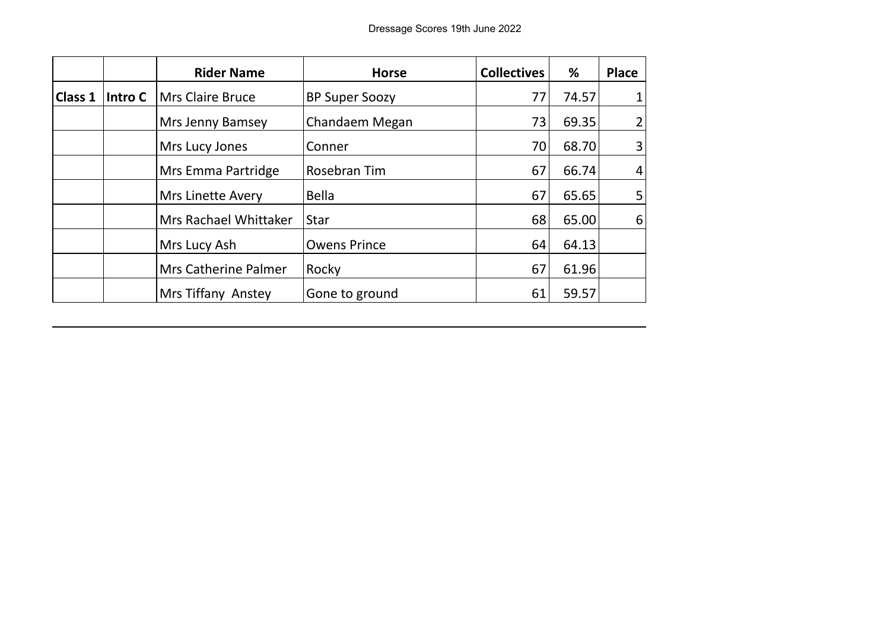Dressage Scores 19th June 2022

| | | Rider Name | Horse | Collectives | % | Place |
|---|---|---|---|---|---|---|
| **Class 1** | **Intro C** | Mrs Claire Bruce | BP Super Soozy | 77 | 74.57 | 1 |
| | | Mrs Jenny Bamsey | Chandaem Megan | 73 | 69.35 | 2 |
| | | Mrs Lucy Jones | Conner | 70 | 68.70 | 3 |
| | | Mrs Emma Partridge | Rosebran Tim | 67 | 66.74 | 4 |
| | | Mrs Linette Avery | Bella | 67 | 65.65 | 5 |
| | | Mrs Rachael Whittaker | Star | 68 | 65.00 | 6 |
| | | Mrs Lucy Ash | Owens Prince | 64 | 64.13 | |
| | | Mrs Catherine Palmer | Rocky | 67 | 61.96 | |
| | | Mrs Tiffany Anstey | Gone to ground | 61 | 59.57 | |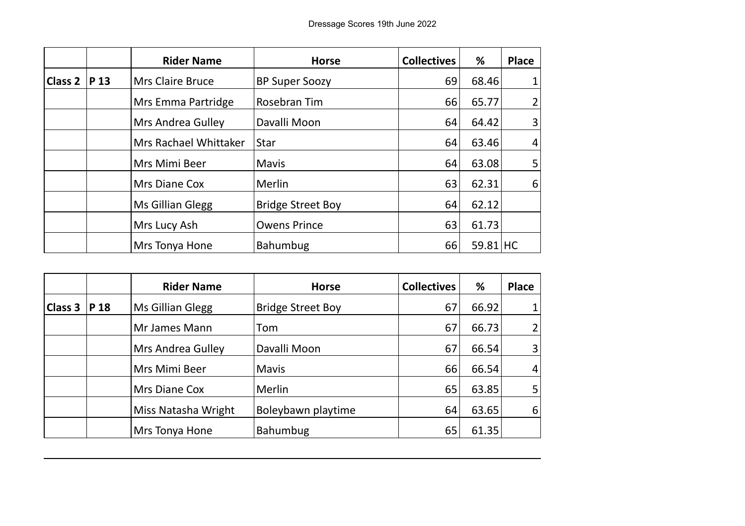Dressage Scores 19th June 2022

| | | Rider Name | Horse | Collectives | % | Place |
|---|---|---|---|---|---|---|
| **Class 2** | **P 13** | Mrs Claire Bruce | BP Super Soozy | 69 | 68.46 | 1 |
| | | Mrs Emma Partridge | Rosebran Tim | 66 | 65.77 | 2 |
| | | Mrs Andrea Gulley | Davalli Moon | 64 | 64.42 | 3 |
| | | Mrs Rachael Whittaker | Star | 64 | 63.46 | 4 |
| | | Mrs Mimi Beer | Mavis | 64 | 63.08 | 5 |
| | | Mrs Diane Cox | Merlin | 63 | 62.31 | 6 |
| | | Ms Gillian Glegg | Bridge Street Boy | 64 | 62.12 | |
| | | Mrs Lucy Ash | Owens Prince | 63 | 61.73 | |
| | | Mrs Tonya Hone | Bahumbug | 66 | 59.81 | HC |

| | | Rider Name | Horse | Collectives | % | Place |
|---|---|---|---|---|---|---|
| **Class 3** | **P 18** | Ms Gillian Glegg | Bridge Street Boy | 67 | 66.92 | 1 |
| | | Mr James Mann | Tom | 67 | 66.73 | 2 |
| | | Mrs Andrea Gulley | Davalli Moon | 67 | 66.54 | 3 |
| | | Mrs Mimi Beer | Mavis | 66 | 66.54 | 4 |
| | | Mrs Diane Cox | Merlin | 65 | 63.85 | 5 |
| | | Miss Natasha Wright | Boleybawn playtime | 64 | 63.65 | 6 |
| | | Mrs Tonya Hone | Bahumbug | 65 | 61.35 | |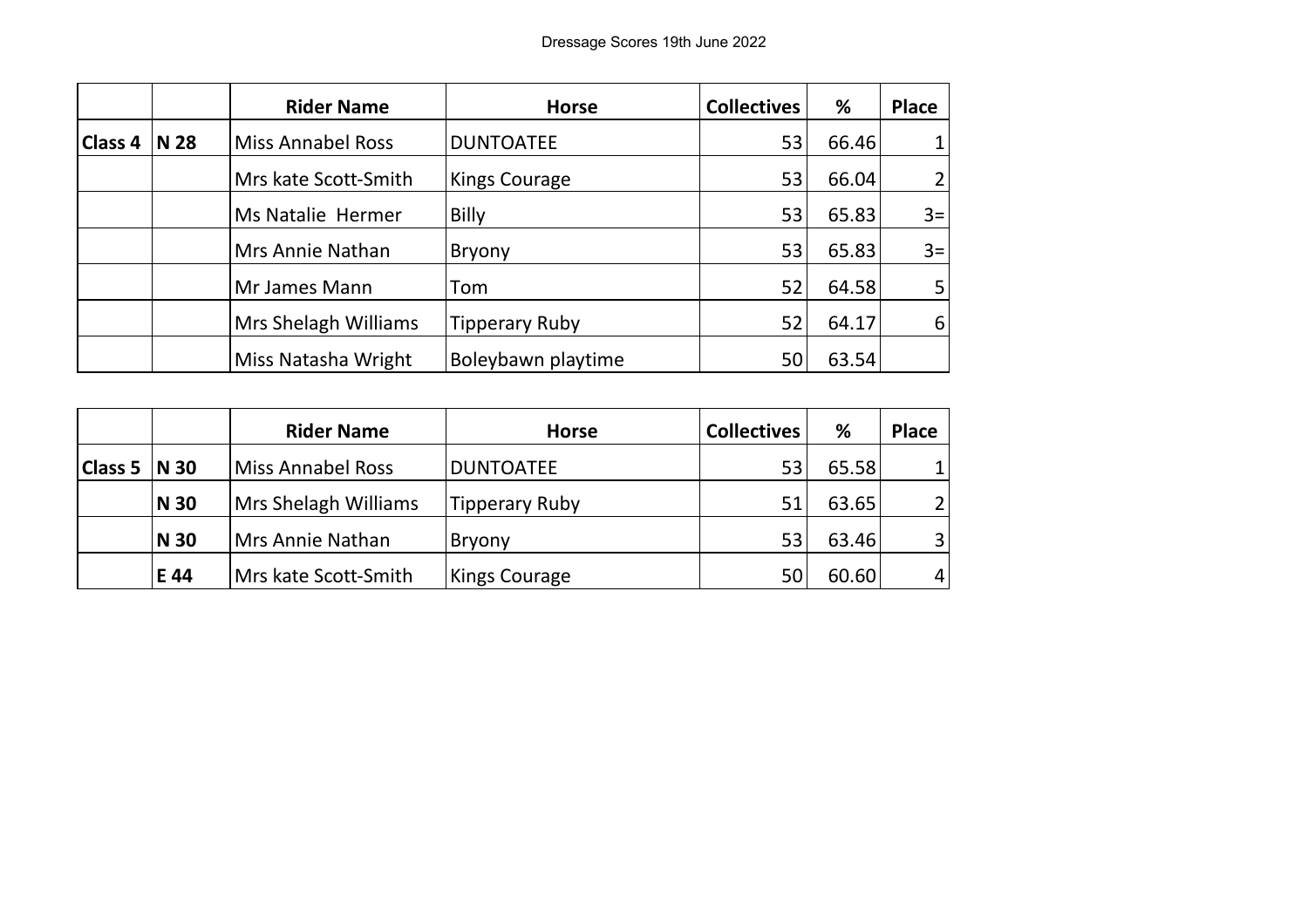Dressage Scores 19th June 2022

| | | Rider Name | Horse | Collectives | % | Place |
|---|---|---|---|---|---|---|
| **Class 4** | **N 28** | Miss Annabel Ross | DUNTOATEE | 53 | 66.46 | 1 |
| | | Mrs kate Scott-Smith | Kings Courage | 53 | 66.04 | 2 |
| | | Ms Natalie Hermer | Billy | 53 | 65.83 | 3= |
| | | Mrs Annie Nathan | Bryony | 53 | 65.83 | 3= |
| | | Mr James Mann | Tom | 52 | 64.58 | 5 |
| | | Mrs Shelagh Williams | Tipperary Ruby | 52 | 64.17 | 6 |
| | | Miss Natasha Wright | Boleybawn playtime | 50 | 63.54 | |

| | | Rider Name | Horse | Collectives | % | Place |
|---|---|---|---|---|---|---|
| **Class 5** | **N 30** | Miss Annabel Ross | DUNTOATEE | 53 | 65.58 | 1 |
| | **N 30** | Mrs Shelagh Williams | Tipperary Ruby | 51 | 63.65 | 2 |
| | **N 30** | Mrs Annie Nathan | Bryony | 53 | 63.46 | 3 |
| | **E 44** | Mrs kate Scott-Smith | Kings Courage | 50 | 60.60 | 4 |